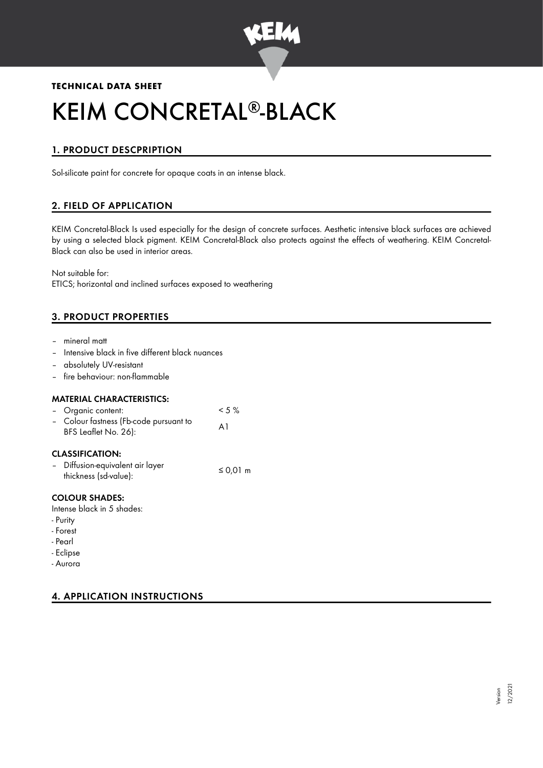**TECHNICAL DATA SHEET**

# KEIM CONCRETAL®-BLACK

## 1. PRODUCT DESCPRIPTION

Sol-silicate paint for concrete for opaque coats in an intense black.

## 2. FIELD OF APPLICATION

KEIM Concretal-Black Is used especially for the design of concrete surfaces. Aesthetic intensive black surfaces are achieved by using a selected black pigment. KEIM Concretal-Black also protects against the effects of weathering. KEIM Concretal-Black can also be used in interior areas.

Not suitable for:
ETICS; horizontal and inclined surfaces exposed to weathering

## 3. PRODUCT PROPERTIES

- mineral matt
- Intensive black in five different black nuances
- absolutely UV-resistant
- fire behaviour: non-flammable

### MATERIAL CHARACTERISTICS:

| | |
|---|---|
| – Organic content: | < 5 % |
| – Colour fastness (Fb-code pursuant to BFS Leaflet No. 26): | A1 |

### CLASSIFICATION:

| | |
|---|---|
| – Diffusion-equivalent air layer thickness (sd-value): | ≤ 0,01 m |

### COLOUR SHADES:

Intense black in 5 shades:
- Purity
- Forest
- Pearl
- Eclipse
- Aurora

## 4. APPLICATION INSTRUCTIONS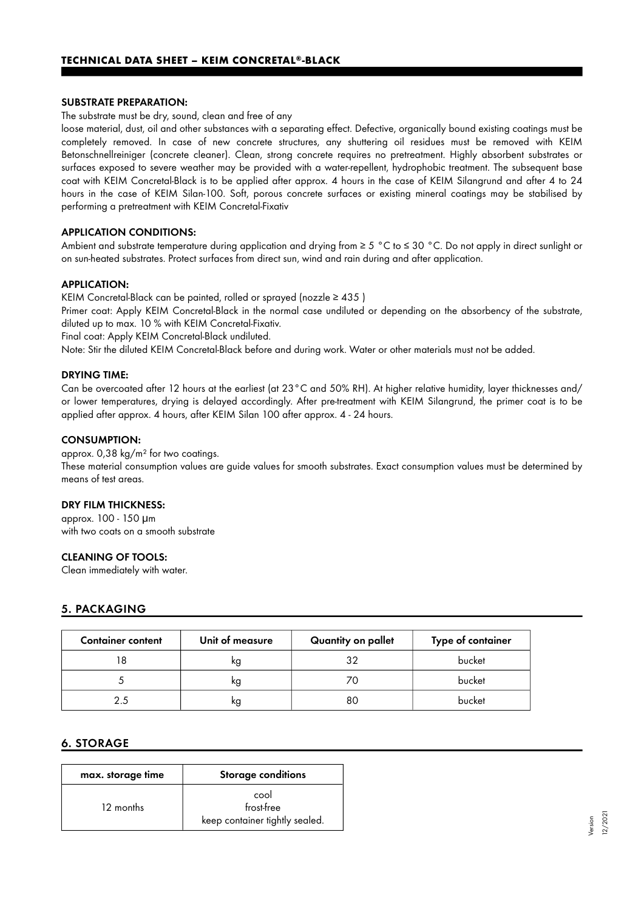#### SUBSTRATE PREPARATION:

The substrate must be dry, sound, clean and free of any
loose material, dust, oil and other substances with a separating effect. Defective, organically bound existing coatings must be completely removed. In case of new concrete structures, any shuttering oil residues must be removed with KEIM Betonschnellreiniger (concrete cleaner). Clean, strong concrete requires no pretreatment. Highly absorbent substrates or surfaces exposed to severe weather may be provided with a water-repellent, hydrophobic treatment. The subsequent base coat with KEIM Concretal-Black is to be applied after approx. 4 hours in the case of KEIM Silangrund and after 4 to 24 hours in the case of KEIM Silan-100. Soft, porous concrete surfaces or existing mineral coatings may be stabilised by performing a pretreatment with KEIM Concretal-Fixativ

#### APPLICATION CONDITIONS:

Ambient and substrate temperature during application and drying from ≥ 5 °C to ≤ 30 °C. Do not apply in direct sunlight or on sun-heated substrates. Protect surfaces from direct sun, wind and rain during and after application.

#### APPLICATION:

KEIM Concretal-Black can be painted, rolled or sprayed (nozzle ≥ 435 )
Primer coat: Apply KEIM Concretal-Black in the normal case undiluted or depending on the absorbency of the substrate, diluted up to max. 10 % with KEIM Concretal-Fixativ.
Final coat: Apply KEIM Concretal-Black undiluted.
Note: Stir the diluted KEIM Concretal-Black before and during work. Water or other materials must not be added.

#### DRYING TIME:

Can be overcoated after 12 hours at the earliest (at 23°C and 50% RH). At higher relative humidity, layer thicknesses and/ or lower temperatures, drying is delayed accordingly. After pre-treatment with KEIM Silangrund, the primer coat is to be applied after approx. 4 hours, after KEIM Silan 100 after approx. 4 - 24 hours.

#### CONSUMPTION:

approx. 0,38 kg/m² for two coatings.
These material consumption values are guide values for smooth substrates. Exact consumption values must be determined by means of test areas.

#### DRY FILM THICKNESS:

approx. 100 - 150 µm
with two coats on a smooth substrate

#### CLEANING OF TOOLS:

Clean immediately with water.

## 5. PACKAGING

| Container content | Unit of measure | Quantity on pallet | Type of container |
|---|---|---|---|
| 18 | kg | 32 | bucket |
| 5 | kg | 70 | bucket |
| 2.5 | kg | 80 | bucket |

## 6. STORAGE

| max. storage time | Storage conditions |
|---|---|
| 12 months | cool<br>frost-free<br>keep container tightly sealed. |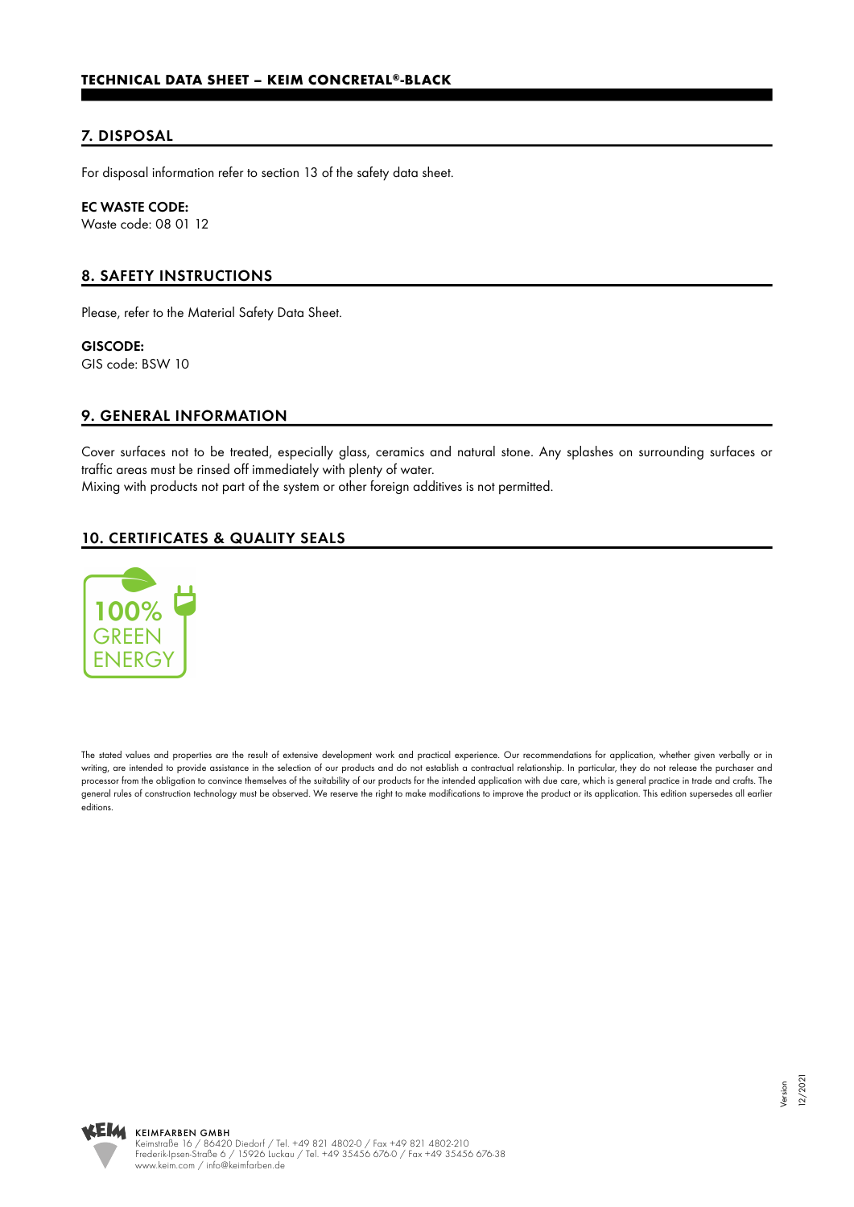## 7. DISPOSAL

For disposal information refer to section 13 of the safety data sheet.

**EC WASTE CODE:**
Waste code: 08 01 12

## 8. SAFETY INSTRUCTIONS

Please, refer to the Material Safety Data Sheet.

**GISCODE:**
GIS code: BSW 10

## 9. GENERAL INFORMATION

Cover surfaces not to be treated, especially glass, ceramics and natural stone. Any splashes on surrounding surfaces or traffic areas must be rinsed off immediately with plenty of water.
Mixing with products not part of the system or other foreign additives is not permitted.

## 10. CERTIFICATES & QUALITY SEALS

100% GREEN ENERGY

The stated values and properties are the result of extensive development work and practical experience. Our recommendations for application, whether given verbally or in writing, are intended to provide assistance in the selection of our products and do not establish a contractual relationship. In particular, they do not release the purchaser and processor from the obligation to convince themselves of the suitability of our products for the intended application with due care, which is general practice in trade and crafts. The general rules of construction technology must be observed. We reserve the right to make modifications to improve the product or its application. This edition supersedes all earlier editions.

KEIMFARBEN GMBH
Keimstraße 16 / 86420 Diedorf / Tel. +49 821 4802-0 / Fax +49 821 4802-210
Frederik-Ipsen-Straße 6 / 15926 Luckau / Tel. +49 35456 676-0 / Fax +49 35456 676-38
www.keim.com / info@keimfarben.de

Version 12/2021